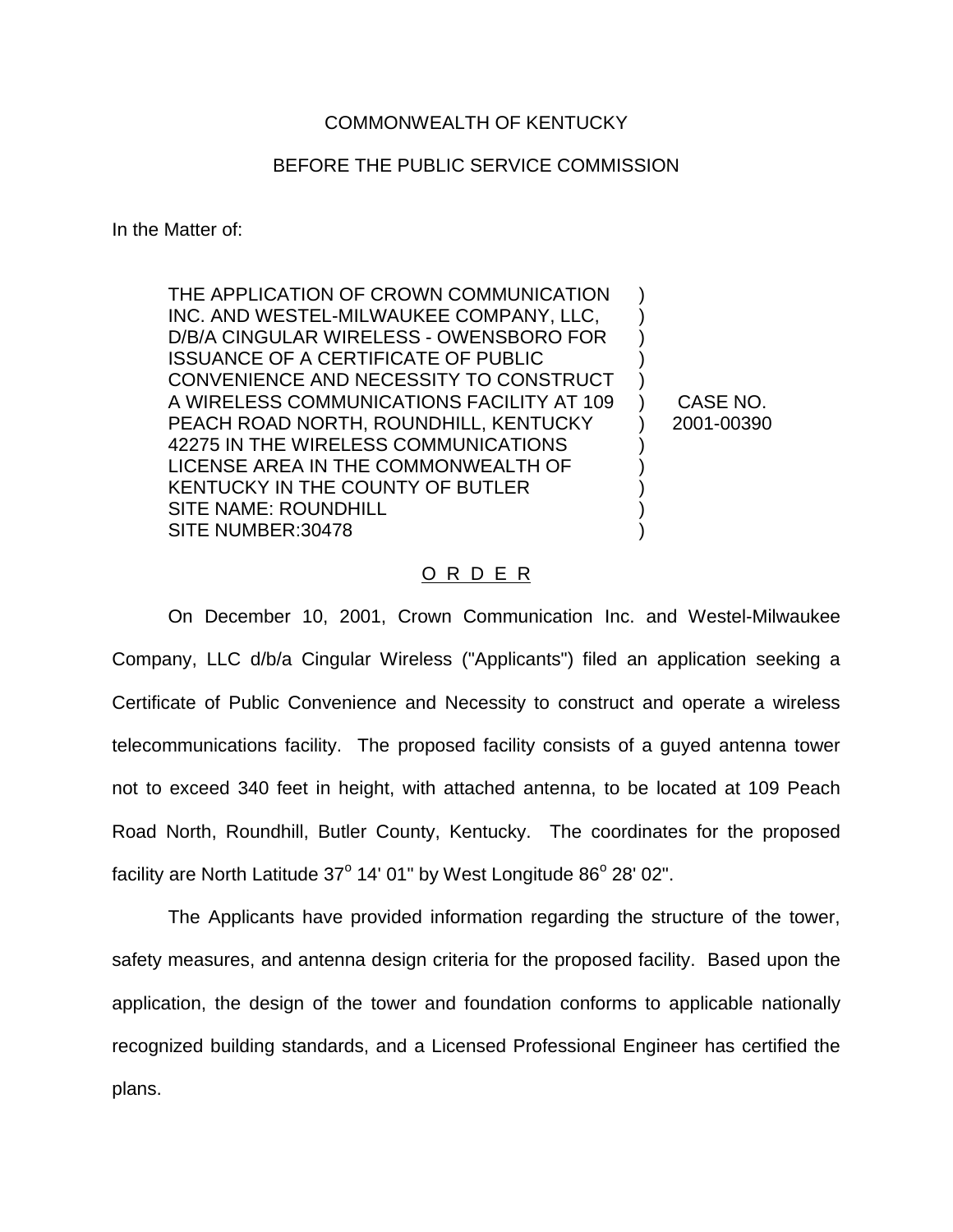COMMONWEALTH OF KENTUCKY

BEFORE THE PUBLIC SERVICE COMMISSION

In the Matter of:

| | |
|---|---|
| THE APPLICATION OF CROWN COMMUNICATION INC. AND WESTEL-MILWAUKEE COMPANY, LLC, D/B/A CINGULAR WIRELESS - OWENSBORO FOR ISSUANCE OF A CERTIFICATE OF PUBLIC CONVENIENCE AND NECESSITY TO CONSTRUCT A WIRELESS COMMUNICATIONS FACILITY AT 109 PEACH ROAD NORTH, ROUNDHILL, KENTUCKY 42275 IN THE WIRELESS COMMUNICATIONS LICENSE AREA IN THE COMMONWEALTH OF KENTUCKY IN THE COUNTY OF BUTLER SITE NAME: ROUNDHILL SITE NUMBER:30478 | CASE NO. 2001-00390 |

O R D E R

On December 10, 2001, Crown Communication Inc. and Westel-Milwaukee Company, LLC d/b/a Cingular Wireless ("Applicants") filed an application seeking a Certificate of Public Convenience and Necessity to construct and operate a wireless telecommunications facility. The proposed facility consists of a guyed antenna tower not to exceed 340 feet in height, with attached antenna, to be located at 109 Peach Road North, Roundhill, Butler County, Kentucky. The coordinates for the proposed facility are North Latitude 37° 14' 01" by West Longitude 86° 28' 02".

The Applicants have provided information regarding the structure of the tower, safety measures, and antenna design criteria for the proposed facility. Based upon the application, the design of the tower and foundation conforms to applicable nationally recognized building standards, and a Licensed Professional Engineer has certified the plans.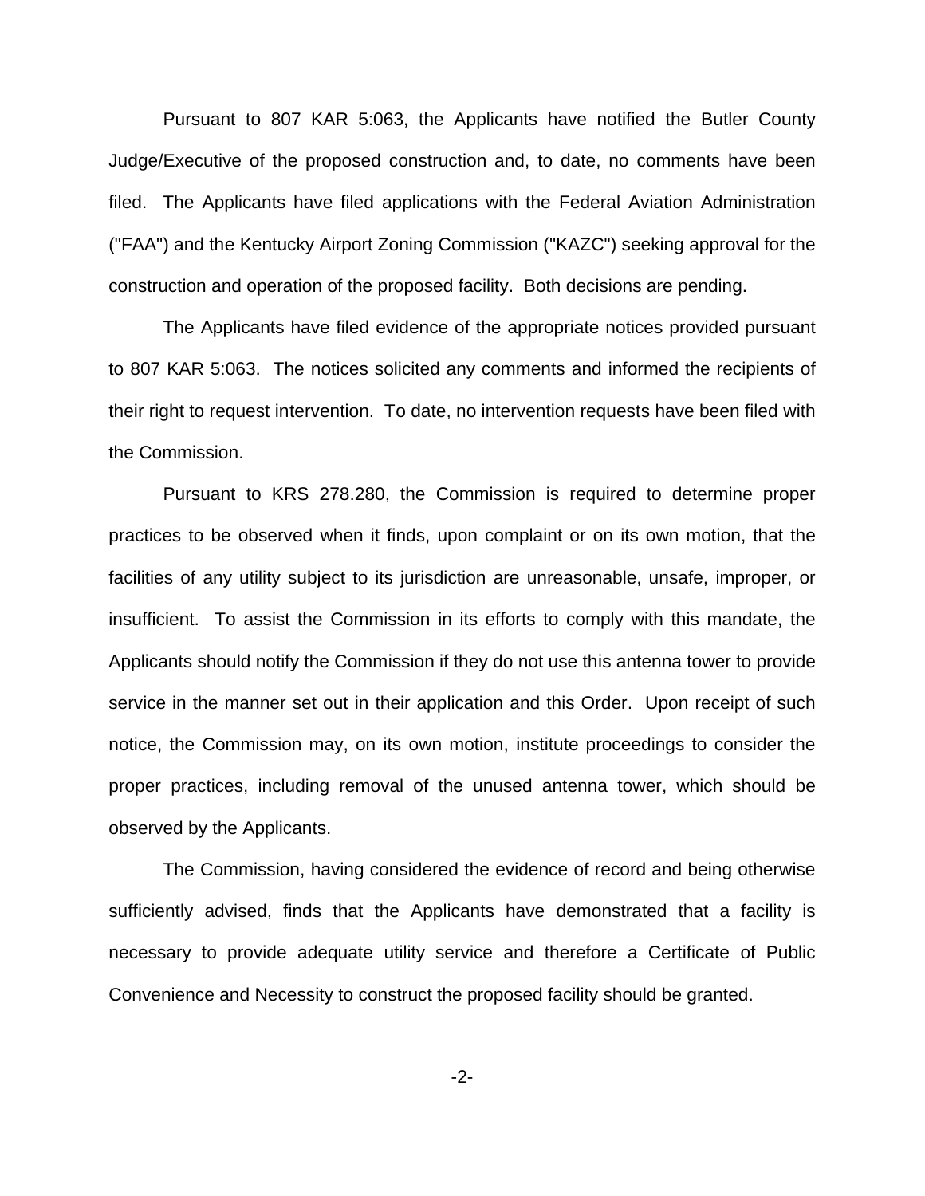Pursuant to 807 KAR 5:063, the Applicants have notified the Butler County Judge/Executive of the proposed construction and, to date, no comments have been filed. The Applicants have filed applications with the Federal Aviation Administration ("FAA") and the Kentucky Airport Zoning Commission ("KAZC") seeking approval for the construction and operation of the proposed facility. Both decisions are pending.

The Applicants have filed evidence of the appropriate notices provided pursuant to 807 KAR 5:063. The notices solicited any comments and informed the recipients of their right to request intervention. To date, no intervention requests have been filed with the Commission.

Pursuant to KRS 278.280, the Commission is required to determine proper practices to be observed when it finds, upon complaint or on its own motion, that the facilities of any utility subject to its jurisdiction are unreasonable, unsafe, improper, or insufficient. To assist the Commission in its efforts to comply with this mandate, the Applicants should notify the Commission if they do not use this antenna tower to provide service in the manner set out in their application and this Order. Upon receipt of such notice, the Commission may, on its own motion, institute proceedings to consider the proper practices, including removal of the unused antenna tower, which should be observed by the Applicants.

The Commission, having considered the evidence of record and being otherwise sufficiently advised, finds that the Applicants have demonstrated that a facility is necessary to provide adequate utility service and therefore a Certificate of Public Convenience and Necessity to construct the proposed facility should be granted.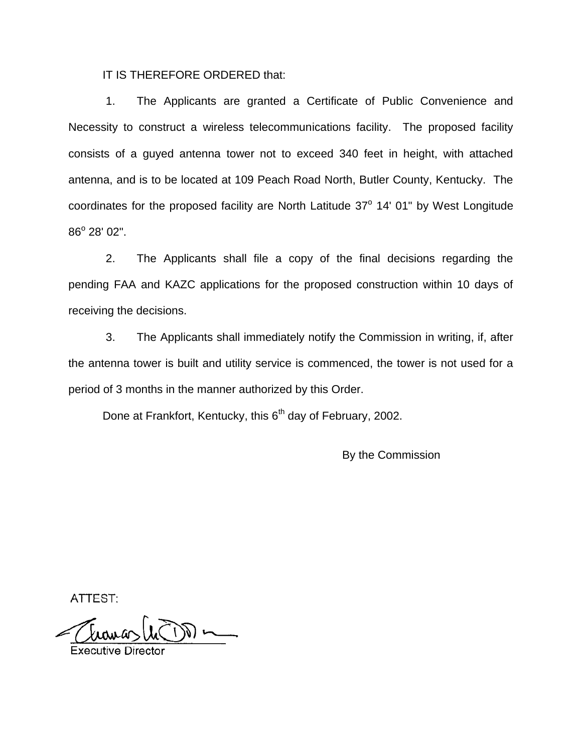IT IS THEREFORE ORDERED that:

1. The Applicants are granted a Certificate of Public Convenience and Necessity to construct a wireless telecommunications facility. The proposed facility consists of a guyed antenna tower not to exceed 340 feet in height, with attached antenna, and is to be located at 109 Peach Road North, Butler County, Kentucky. The coordinates for the proposed facility are North Latitude 37$^o$ 14' 01" by West Longitude 86$^o$ 28' 02".

2. The Applicants shall file a copy of the final decisions regarding the pending FAA and KAZC applications for the proposed construction within 10 days of receiving the decisions.

3. The Applicants shall immediately notify the Commission in writing, if, after the antenna tower is built and utility service is commenced, the tower is not used for a period of 3 months in the manner authorized by this Order.

Done at Frankfort, Kentucky, this 6th day of February, 2002.

By the Commission

ATTEST:

Executive Director